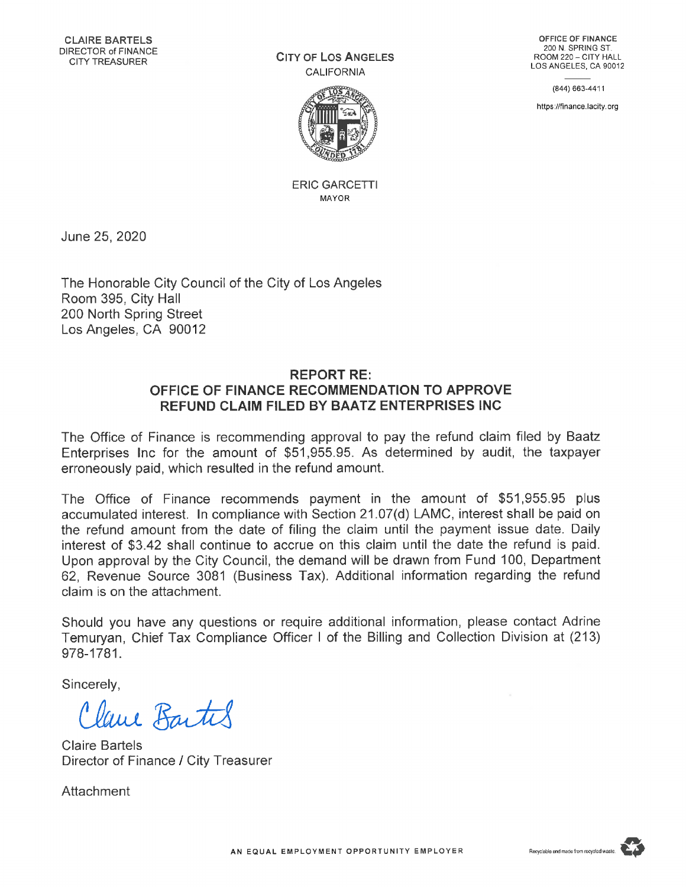CLAIRE BARTELS
DIRECTOR of FINANCE
CITY TREASURER

CITY OF LOS ANGELES
CALIFORNIA

ERIC GARCETTI
MAYOR

OFFICE OF FINANCE
200 N. SPRING ST.
ROOM 220 – CITY HALL
LOS ANGELES, CA 90012

(844) 663-4411

https://finance.lacity.org

June 25, 2020

The Honorable City Council of the City of Los Angeles
Room 395, City Hall
200 North Spring Street
Los Angeles, CA 90012

## REPORT RE: OFFICE OF FINANCE RECOMMENDATION TO APPROVE REFUND CLAIM FILED BY BAATZ ENTERPRISES INC

The Office of Finance is recommending approval to pay the refund claim filed by Baatz Enterprises Inc for the amount of $51,955.95. As determined by audit, the taxpayer erroneously paid, which resulted in the refund amount.

The Office of Finance recommends payment in the amount of $51,955.95 plus accumulated interest. In compliance with Section 21.07(d) LAMC, interest shall be paid on the refund amount from the date of filing the claim until the payment issue date. Daily interest of $3.42 shall continue to accrue on this claim until the date the refund is paid. Upon approval by the City Council, the demand will be drawn from Fund 100, Department 62, Revenue Source 3081 (Business Tax). Additional information regarding the refund claim is on the attachment.

Should you have any questions or require additional information, please contact Adrine Temuryan, Chief Tax Compliance Officer I of the Billing and Collection Division at (213) 978-1781.

Sincerely,

Claire Bartels

Claire Bartels
Director of Finance / City Treasurer

Attachment

AN EQUAL EMPLOYMENT OPPORTUNITY EMPLOYER

Recyclable and made from recycled waste.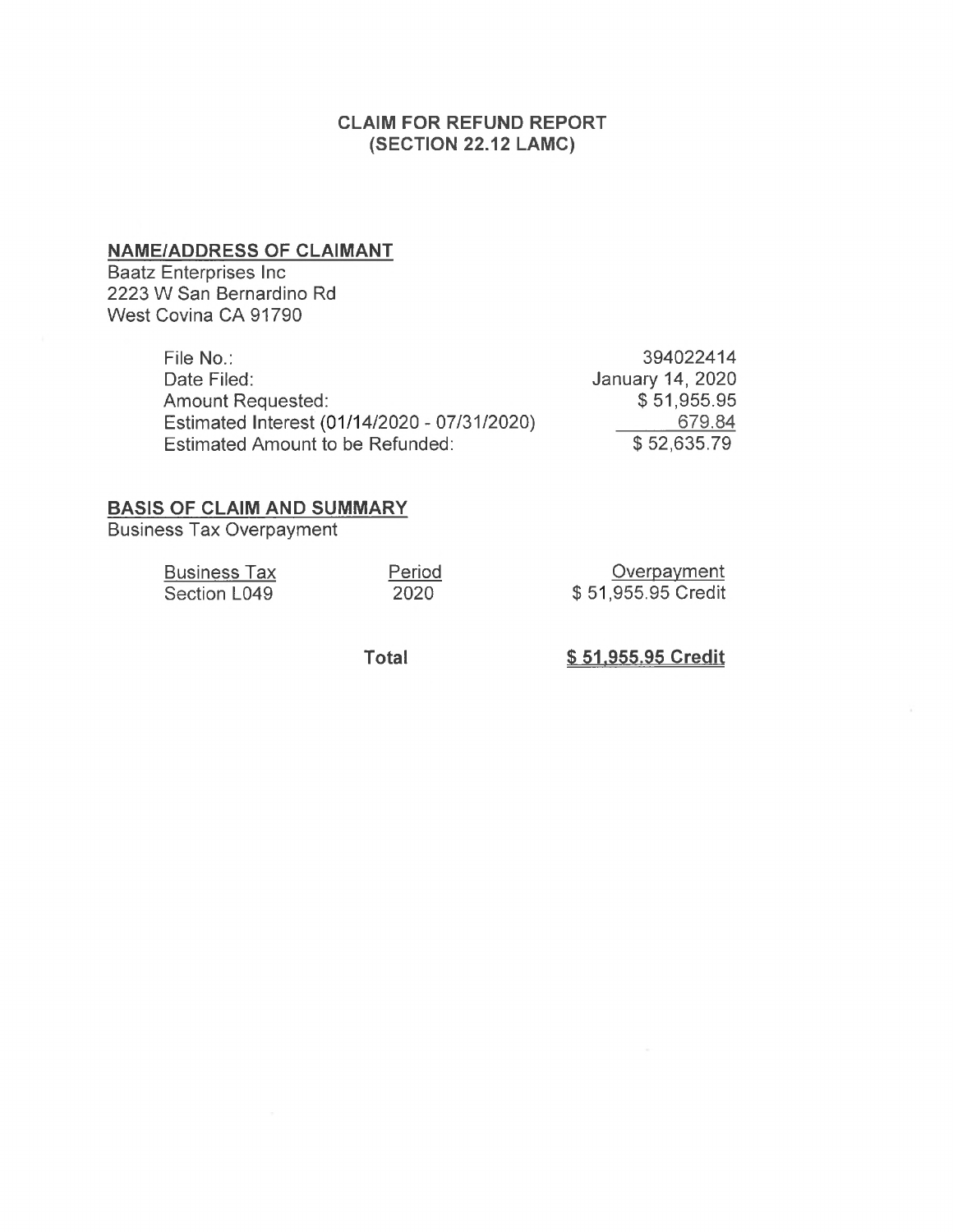# CLAIM FOR REFUND REPORT
# (SECTION 22.12 LAMC)

**NAME/ADDRESS OF CLAIMANT**

Baatz Enterprises Inc
2223 W San Bernardino Rd
West Covina CA 91790

| | |
|---|---|
| File No.: | 394022414 |
| Date Filed: | January 14, 2020 |
| Amount Requested: | $ 51,955.95 |
| Estimated Interest (01/14/2020 - 07/31/2020) | 679.84 |
| Estimated Amount to be Refunded: | $ 52,635.79 |

**BASIS OF CLAIM AND SUMMARY**

Business Tax Overpayment

| Business Tax | Period | Overpayment |
|---|---|---|
| Section L049 | 2020 | $ 51,955.95 Credit |
| | **Total** | **$ 51,955.95 Credit** |